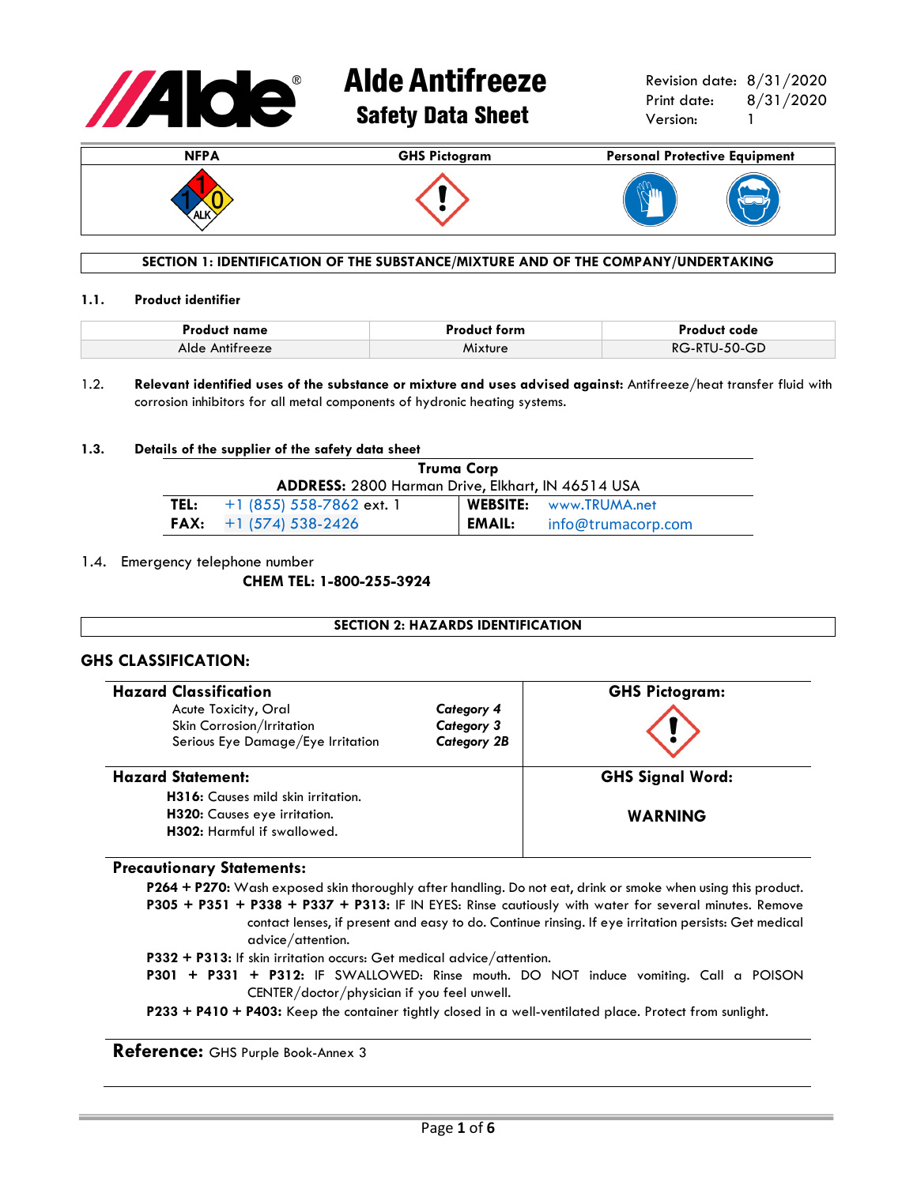# Alde Antifreeze
## Safety Data Sheet

Revision date: 8/31/2020
Print date: 8/31/2020
Version: 1

| NFPA | GHS Pictogram | Personal Protective Equipment |
| --- | --- | --- |
| 1 / 1 / 0 / ALK | | |

## SECTION 1: IDENTIFICATION OF THE SUBSTANCE/MIXTURE AND OF THE COMPANY/UNDERTAKING

### 1.1. Product identifier

| Product name | Product form | Product code |
| --- | --- | --- |
| Alde Antifreeze | Mixture | RG-RTU-50-GD |

1.2. **Relevant identified uses of the substance or mixture and uses advised against:** Antifreeze/heat transfer fluid with corrosion inhibitors for all metal components of hydronic heating systems.

### 1.3. Details of the supplier of the safety data sheet

**Truma Corp**
**ADDRESS:** 2800 Harman Drive, Elkhart, IN 46514 USA

| | | | |
| --- | --- | --- | --- |
| **TEL:** | +1 (855) 558-7862 ext. 1 | **WEBSITE:** | www.TRUMA.net |
| **FAX:** | +1 (574) 538-2426 | **EMAIL:** | info@trumacorp.com |

1.4. Emergency telephone number

**CHEM TEL: 1-800-255-3924**

## SECTION 2: HAZARDS IDENTIFICATION

### GHS CLASSIFICATION:

| Hazard Classification | | GHS Pictogram: |
| --- | --- | --- |
| Acute Toxicity, Oral | *Category 4* | |
| Skin Corrosion/Irritation | *Category 3* | |
| Serious Eye Damage/Eye Irritation | *Category 2B* | |

**Hazard Statement:**

**H316:** Causes mild skin irritation.
**H320:** Causes eye irritation.
**H302:** Harmful if swallowed.

**GHS Signal Word:**

**WARNING**

**Precautionary Statements:**

**P264 + P270:** Wash exposed skin thoroughly after handling. Do not eat, drink or smoke when using this product.
**P305 + P351 + P338 + P337 + P313:** IF IN EYES: Rinse cautiously with water for several minutes. Remove contact lenses, if present and easy to do. Continue rinsing. If eye irritation persists: Get medical advice/attention.
**P332 + P313:** If skin irritation occurs: Get medical advice/attention.
**P301 + P331 + P312:** IF SWALLOWED: Rinse mouth. DO NOT induce vomiting. Call a POISON CENTER/doctor/physician if you feel unwell.
**P233 + P410 + P403:** Keep the container tightly closed in a well-ventilated place. Protect from sunlight.

**Reference:** GHS Purple Book-Annex 3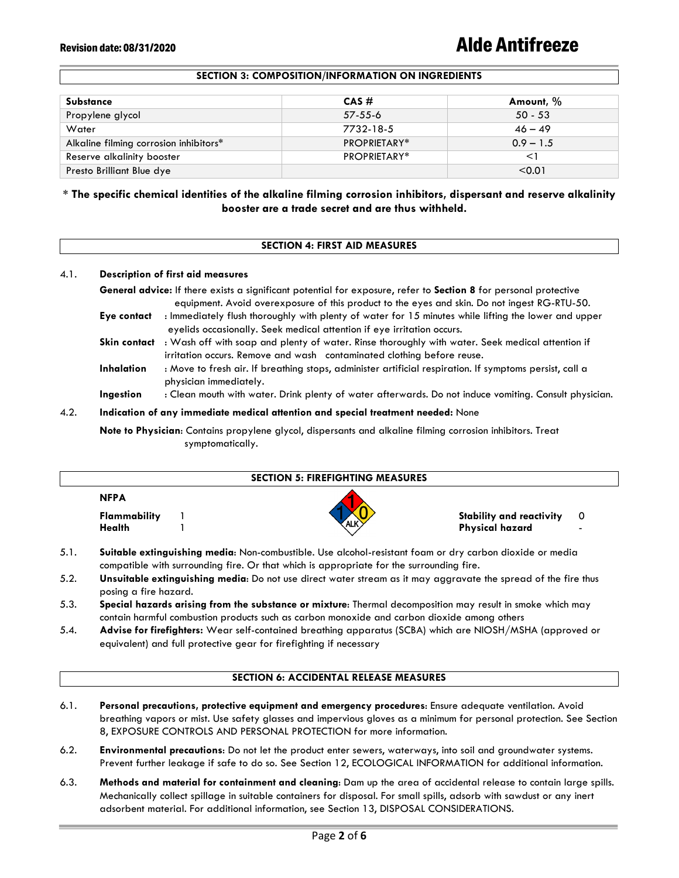## SECTION 3: COMPOSITION/INFORMATION ON INGREDIENTS

| Substance | CAS # | Amount, % |
|---|---|---|
| Propylene glycol | 57-55-6 | 50 - 53 |
| Water | 7732-18-5 | 46 – 49 |
| Alkaline filming corrosion inhibitors* | PROPRIETARY* | 0.9 – 1.5 |
| Reserve alkalinity booster | PROPRIETARY* | <1 |
| Presto Brilliant Blue dye | | <0.01 |

\* **The specific chemical identities of the alkaline filming corrosion inhibitors, dispersant and reserve alkalinity booster are a trade secret and are thus withheld.**

## SECTION 4: FIRST AID MEASURES

4.1. **Description of first aid measures**

**General advice:** If there exists a significant potential for exposure, refer to **Section 8** for personal protective equipment. Avoid overexposure of this product to the eyes and skin. Do not ingest RG-RTU-50.

**Eye contact** : Immediately flush thoroughly with plenty of water for 15 minutes while lifting the lower and upper eyelids occasionally. Seek medical attention if eye irritation occurs.

**Skin contact** : Wash off with soap and plenty of water. Rinse thoroughly with water. Seek medical attention if irritation occurs. Remove and wash contaminated clothing before reuse.

**Inhalation** : Move to fresh air. If breathing stops, administer artificial respiration. If symptoms persist, call a physician immediately.

**Ingestion** : Clean mouth with water. Drink plenty of water afterwards. Do not induce vomiting. Consult physician.

4.2. **Indication of any immediate medical attention and special treatment needed:** None

**Note to Physician**: Contains propylene glycol, dispersants and alkaline filming corrosion inhibitors. Treat symptomatically.

## SECTION 5: FIREFIGHTING MEASURES

**NFPA**

| | | | |
|---|---|---|---|
| **Flammability** | 1 | **Stability and reactivity** | 0 |
| **Health** | 1 | **Physical hazard** | - |

5.1. **Suitable extinguishing media**: Non-combustible. Use alcohol-resistant foam or dry carbon dioxide or media compatible with surrounding fire. Or that which is appropriate for the surrounding fire.

5.2. **Unsuitable extinguishing media:** Do not use direct water stream as it may aggravate the spread of the fire thus posing a fire hazard.

5.3. **Special hazards arising from the substance or mixture**: Thermal decomposition may result in smoke which may contain harmful combustion products such as carbon monoxide and carbon dioxide among others

5.4. **Advise for firefighters:** Wear self-contained breathing apparatus (SCBA) which are NIOSH/MSHA (approved or equivalent) and full protective gear for firefighting if necessary

## SECTION 6: ACCIDENTAL RELEASE MEASURES

6.1. **Personal precautions, protective equipment and emergency procedures**: Ensure adequate ventilation. Avoid breathing vapors or mist. Use safety glasses and impervious gloves as a minimum for personal protection. See Section 8, EXPOSURE CONTROLS AND PERSONAL PROTECTION for more information.

6.2. **Environmental precautions**: Do not let the product enter sewers, waterways, into soil and groundwater systems. Prevent further leakage if safe to do so. See Section 12, ECOLOGICAL INFORMATION for additional information.

6.3. **Methods and material for containment and cleaning**: Dam up the area of accidental release to contain large spills. Mechanically collect spillage in suitable containers for disposal. For small spills, adsorb with sawdust or any inert adsorbent material. For additional information, see Section 13, DISPOSAL CONSIDERATIONS.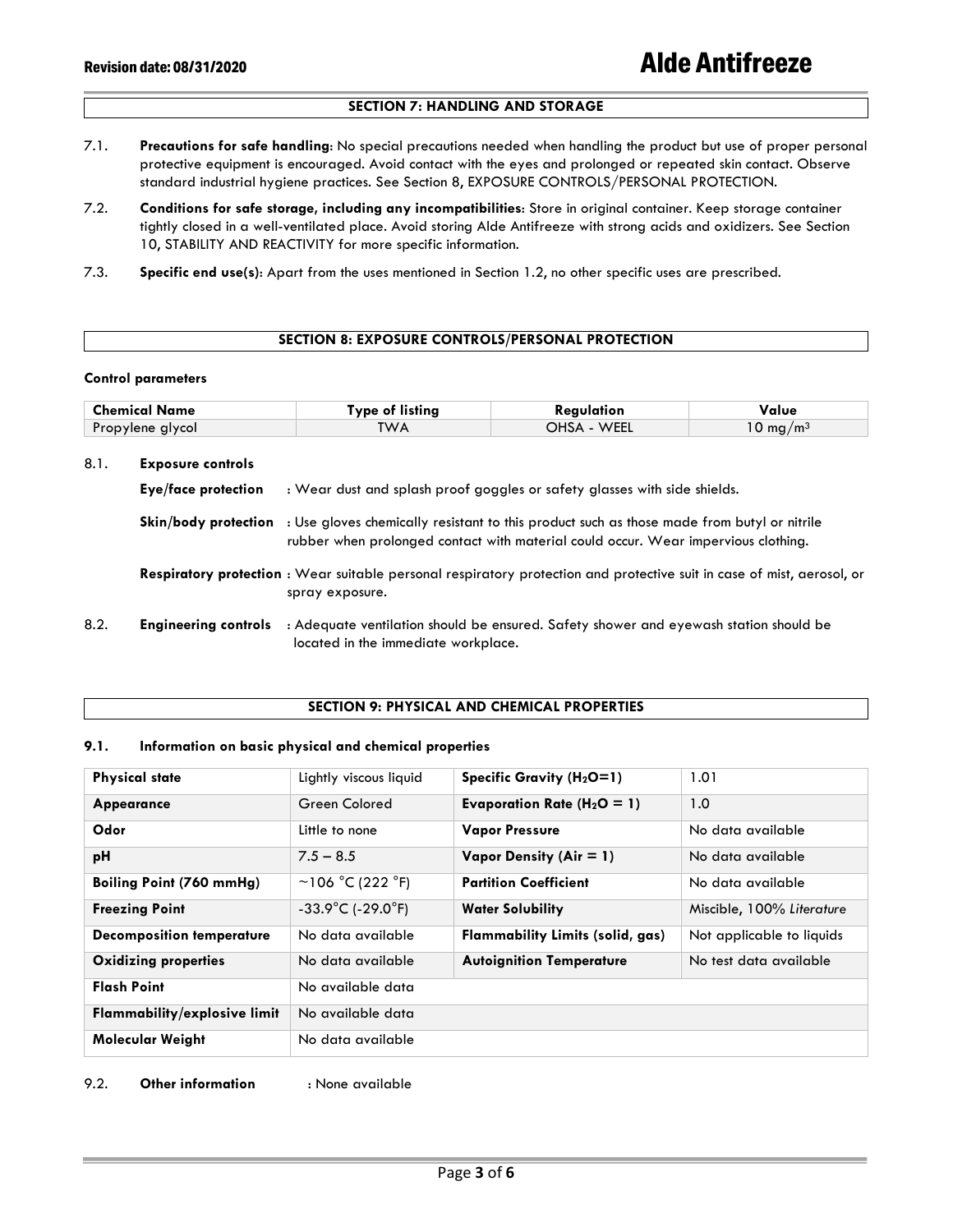## SECTION 7: HANDLING AND STORAGE

7.1. **Precautions for safe handling**: No special precautions needed when handling the product but use of proper personal protective equipment is encouraged. Avoid contact with the eyes and prolonged or repeated skin contact. Observe standard industrial hygiene practices. See Section 8, EXPOSURE CONTROLS/PERSONAL PROTECTION.

7.2. **Conditions for safe storage, including any incompatibilities**: Store in original container. Keep storage container tightly closed in a well-ventilated place. Avoid storing Alde Antifreeze with strong acids and oxidizers. See Section 10, STABILITY AND REACTIVITY for more specific information.

7.3. **Specific end use(s)**: Apart from the uses mentioned in Section 1.2, no other specific uses are prescribed.

## SECTION 8: EXPOSURE CONTROLS/PERSONAL PROTECTION

**Control parameters**

| Chemical Name | Type of listing | Regulation | Value |
|---|---|---|---|
| Propylene glycol | TWA | OHSA - WEEL | 10 $mg/m^3$ |

8.1. **Exposure controls**

**Eye/face protection** : Wear dust and splash proof goggles or safety glasses with side shields.

**Skin/body protection** : Use gloves chemically resistant to this product such as those made from butyl or nitrile rubber when prolonged contact with material could occur. Wear impervious clothing.

**Respiratory protection** : Wear suitable personal respiratory protection and protective suit in case of mist, aerosol, or spray exposure.

8.2. **Engineering controls** : Adequate ventilation should be ensured. Safety shower and eyewash station should be located in the immediate workplace.

## SECTION 9: PHYSICAL AND CHEMICAL PROPERTIES

### 9.1. Information on basic physical and chemical properties

| Physical state | Lightly viscous liquid | Specific Gravity ($H_2O$=1) | 1.01 |
|---|---|---|---|
| **Appearance** | Green Colored | **Evaporation Rate ($H_2O$ = 1)** | 1.0 |
| **Odor** | Little to none | **Vapor Pressure** | No data available |
| **pH** | 7.5 – 8.5 | **Vapor Density (Air = 1)** | No data available |
| **Boiling Point (760 mmHg)** | ~106 °C (222 °F) | **Partition Coefficient** | No data available |
| **Freezing Point** | -33.9°C (-29.0°F) | **Water Solubility** | Miscible, 100% *Literature* |
| **Decomposition temperature** | No data available | **Flammability Limits (solid, gas)** | Not applicable to liquids |
| **Oxidizing properties** | No data available | **Autoignition Temperature** | No test data available |
| **Flash Point** | No available data | | |
| **Flammability/explosive limit** | No available data | | |
| **Molecular Weight** | No data available | | |

9.2. **Other information** : None available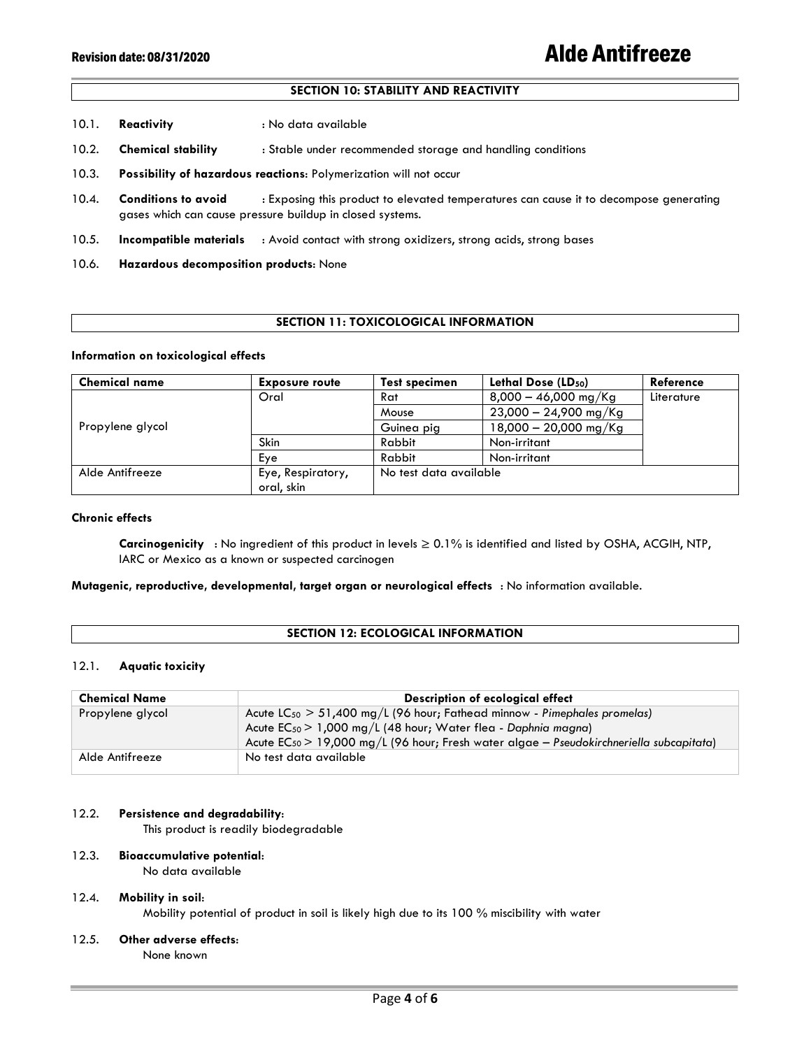## SECTION 10: STABILITY AND REACTIVITY

10.1. **Reactivity** : No data available

10.2. **Chemical stability** : Stable under recommended storage and handling conditions

10.3. **Possibility of hazardous reactions**: Polymerization will not occur

10.4. **Conditions to avoid** : Exposing this product to elevated temperatures can cause it to decompose generating gases which can cause pressure buildup in closed systems.

10.5. **Incompatible materials** : Avoid contact with strong oxidizers, strong acids, strong bases

10.6. **Hazardous decomposition products**: None

## SECTION 11: TOXICOLOGICAL INFORMATION

**Information on toxicological effects**

| Chemical name | Exposure route | Test specimen | Lethal Dose ($LD_{50}$) | Reference |
|---|---|---|---|---|
| Propylene glycol | Oral | Rat | 8,000 – 46,000 mg/Kg | Literature |
| | | Mouse | 23,000 – 24,900 mg/Kg | |
| | | Guinea pig | 18,000 – 20,000 mg/Kg | |
| | Skin | Rabbit | Non-irritant | |
| | Eye | Rabbit | Non-irritant | |
| Alde Antifreeze | Eye, Respiratory, oral, skin | No test data available | | |

**Chronic effects**

**Carcinogenicity** : No ingredient of this product in levels ≥ 0.1% is identified and listed by OSHA, ACGIH, NTP, IARC or Mexico as a known or suspected carcinogen

**Mutagenic, reproductive, developmental, target organ or neurological effects** : No information available.

## SECTION 12: ECOLOGICAL INFORMATION

12.1. **Aquatic toxicity**

| Chemical Name | Description of ecological effect |
|---|---|
| Propylene glycol | Acute $LC_{50}$ > 51,400 mg/L (96 hour; Fathead minnow - *Pimephales promelas)*<br>Acute $EC_{50}$ > 1,000 mg/L (48 hour; Water flea - *Daphnia magna*)<br>Acute $EC_{50}$ > 19,000 mg/L (96 hour; Fresh water algae – *Pseudokirchneriella subcapitata*) |
| Alde Antifreeze | No test data available |

12.2. **Persistence and degradability**:
This product is readily biodegradable

12.3. **Bioaccumulative potential**:
No data available

12.4. **Mobility in soil**:
Mobility potential of product in soil is likely high due to its 100 % miscibility with water

12.5. **Other adverse effects**:
None known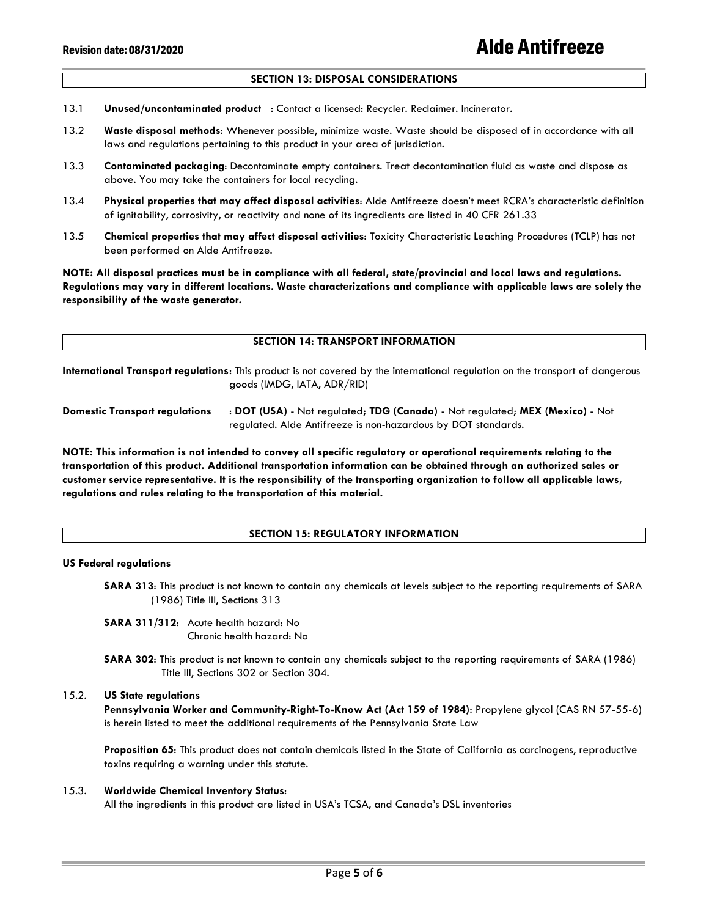## SECTION 13: DISPOSAL CONSIDERATIONS

13.1 **Unused/uncontaminated product** : Contact a licensed: Recycler. Reclaimer. Incinerator.

13.2 **Waste disposal methods**: Whenever possible, minimize waste. Waste should be disposed of in accordance with all laws and regulations pertaining to this product in your area of jurisdiction.

13.3 **Contaminated packaging**: Decontaminate empty containers. Treat decontamination fluid as waste and dispose as above. You may take the containers for local recycling.

13.4 **Physical properties that may affect disposal activities**: Alde Antifreeze doesn't meet RCRA's characteristic definition of ignitability, corrosivity, or reactivity and none of its ingredients are listed in 40 CFR 261.33

13.5 **Chemical properties that may affect disposal activities**: Toxicity Characteristic Leaching Procedures (TCLP) has not been performed on Alde Antifreeze.

**NOTE: All disposal practices must be in compliance with all federal, state/provincial and local laws and regulations. Regulations may vary in different locations. Waste characterizations and compliance with applicable laws are solely the responsibility of the waste generator.**

## SECTION 14: TRANSPORT INFORMATION

**International Transport regulations**: This product is not covered by the international regulation on the transport of dangerous goods (IMDG, IATA, ADR/RID)

**Domestic Transport regulations** : **DOT (USA)** - Not regulated; **TDG (Canada)** - Not regulated; **MEX (Mexico)** - Not regulated. Alde Antifreeze is non-hazardous by DOT standards.

**NOTE: This information is not intended to convey all specific regulatory or operational requirements relating to the transportation of this product. Additional transportation information can be obtained through an authorized sales or customer service representative. It is the responsibility of the transporting organization to follow all applicable laws, regulations and rules relating to the transportation of this material.**

## SECTION 15: REGULATORY INFORMATION

**US Federal regulations**

**SARA 313**: This product is not known to contain any chemicals at levels subject to the reporting requirements of SARA (1986) Title III, Sections 313

**SARA 311/312**: Acute health hazard: No
Chronic health hazard: No

**SARA 302**: This product is not known to contain any chemicals subject to the reporting requirements of SARA (1986) Title III, Sections 302 or Section 304.

15.2. **US State regulations**

**Pennsylvania Worker and Community-Right-To-Know Act (Act 159 of 1984)**: Propylene glycol (CAS RN 57-55-6) is herein listed to meet the additional requirements of the Pennsylvania State Law

**Proposition 65**: This product does not contain chemicals listed in the State of California as carcinogens, reproductive toxins requiring a warning under this statute.

15.3. **Worldwide Chemical Inventory Status**:

All the ingredients in this product are listed in USA's TCSA, and Canada's DSL inventories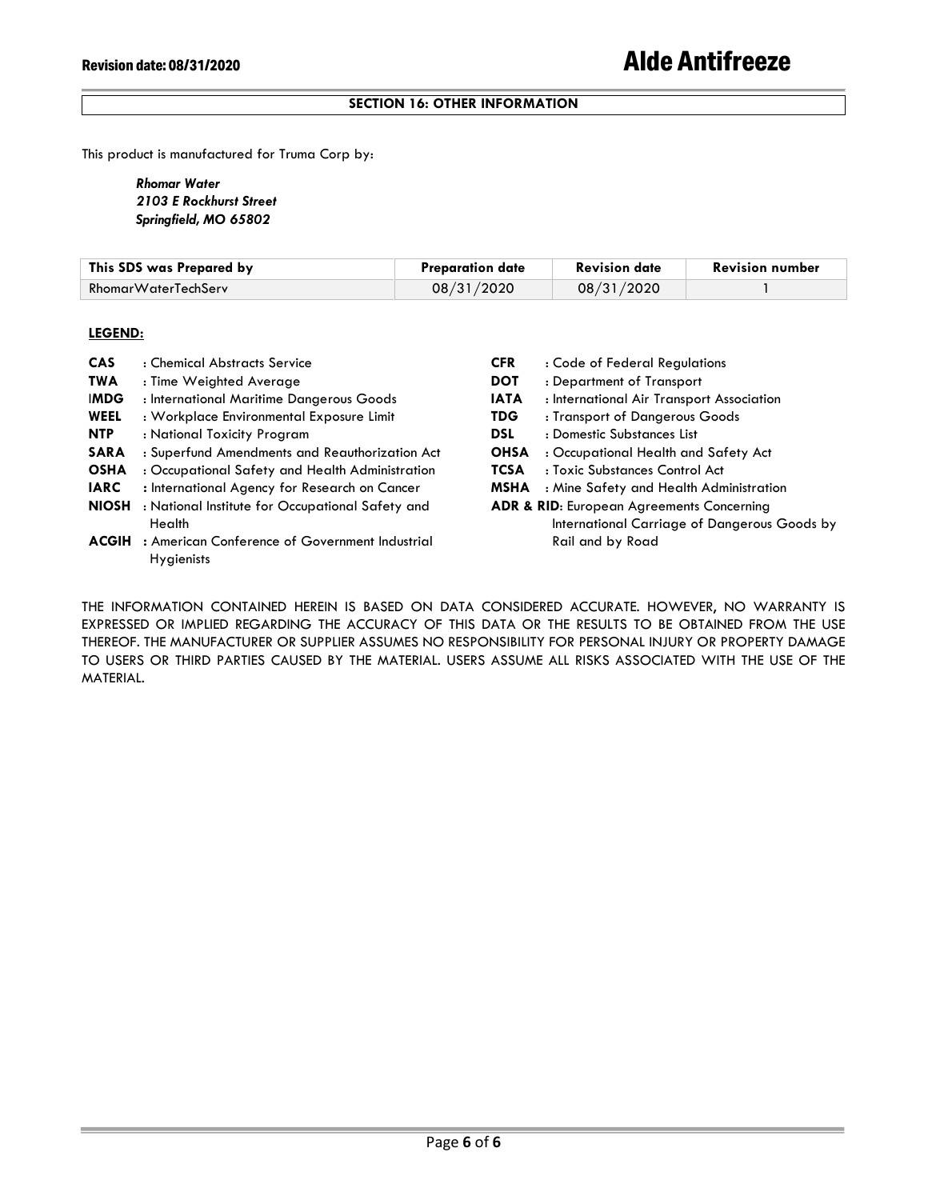## SECTION 16: OTHER INFORMATION

This product is manufactured for Truma Corp by:

*Rhomar Water*
*2103 E Rockhurst Street*
*Springfield, MO 65802*

| This SDS was Prepared by | Preparation date | Revision date | Revision number |
|---|---|---|---|
| RhomarWaterTechServ | 08/31/2020 | 08/31/2020 | 1 |

**LEGEND:**

| | | | |
|---|---|---|---|
| **CAS** | : Chemical Abstracts Service | **CFR** | : Code of Federal Regulations |
| **TWA** | : Time Weighted Average | **DOT** | : Department of Transport |
| **IMDG** | : International Maritime Dangerous Goods | **IATA** | : International Air Transport Association |
| **WEEL** | : Workplace Environmental Exposure Limit | **TDG** | : Transport of Dangerous Goods |
| **NTP** | : National Toxicity Program | **DSL** | : Domestic Substances List |
| **SARA** | : Superfund Amendments and Reauthorization Act | **OHSA** | : Occupational Health and Safety Act |
| **OSHA** | : Occupational Safety and Health Administration | **TCSA** | : Toxic Substances Control Act |
| **IARC** | : International Agency for Research on Cancer | **MSHA** | : Mine Safety and Health Administration |
| **NIOSH** | : National Institute for Occupational Safety and Health | **ADR & RID** | : European Agreements Concerning International Carriage of Dangerous Goods by Rail and by Road |
| **ACGIH** | : American Conference of Government Industrial Hygienists | | |

THE INFORMATION CONTAINED HEREIN IS BASED ON DATA CONSIDERED ACCURATE. HOWEVER, NO WARRANTY IS EXPRESSED OR IMPLIED REGARDING THE ACCURACY OF THIS DATA OR THE RESULTS TO BE OBTAINED FROM THE USE THEREOF. THE MANUFACTURER OR SUPPLIER ASSUMES NO RESPONSIBILITY FOR PERSONAL INJURY OR PROPERTY DAMAGE TO USERS OR THIRD PARTIES CAUSED BY THE MATERIAL. USERS ASSUME ALL RISKS ASSOCIATED WITH THE USE OF THE MATERIAL.